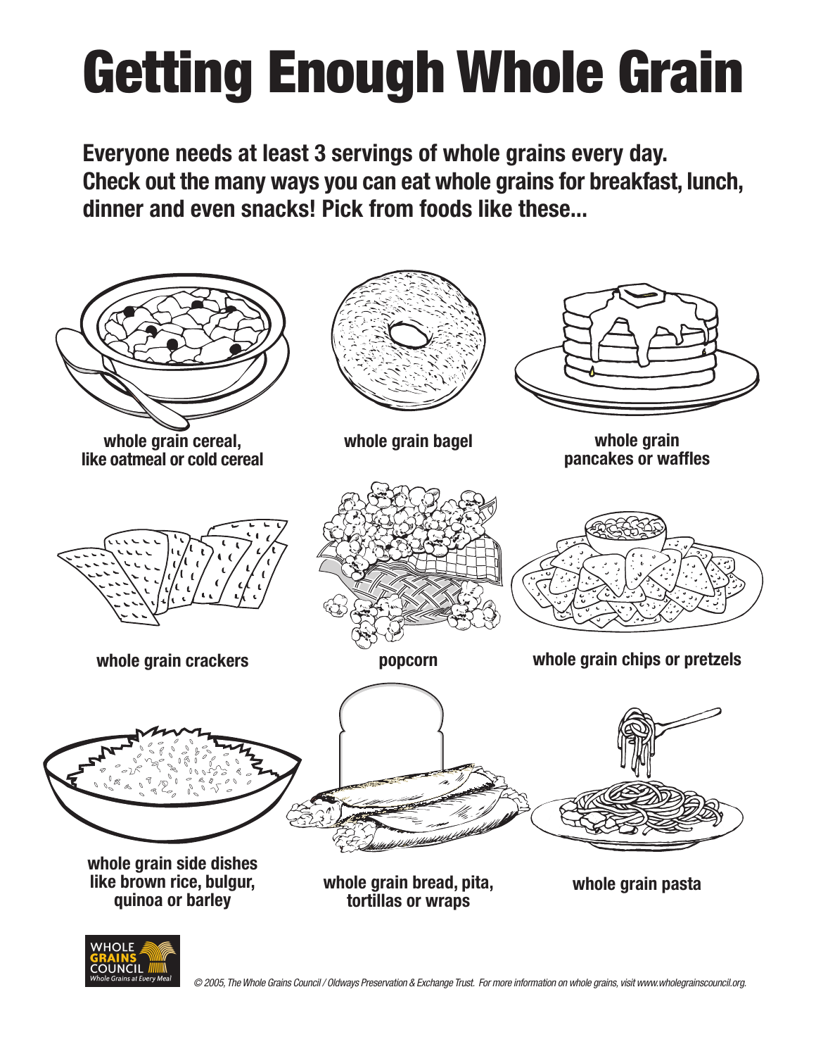# Getting Enough Whole Grain

**Everyone needs at least 3 servings of whole grains every day. Check out the many ways you can eat whole grains for breakfast, lunch, dinner and even snacks! Pick from foods like these...**

**whole grain cereal, like oatmeal or cold cereal**

**whole grain bagel**

**whole grain pancakes or waffles**

**whole grain crackers**

**popcorn**

**whole grain chips or pretzels**

**whole grain side dishes like brown rice, bulgur, quinoa or barley**

**whole grain bread, pita, tortillas or wraps**

**whole grain pasta**

WHOLE GRAINS COUNCIL
*Whole Grains at Every Meal*

*© 2005, The Whole Grains Council / Oldways Preservation & Exchange Trust. For more information on whole grains, visit www.wholegrainscouncil.org.*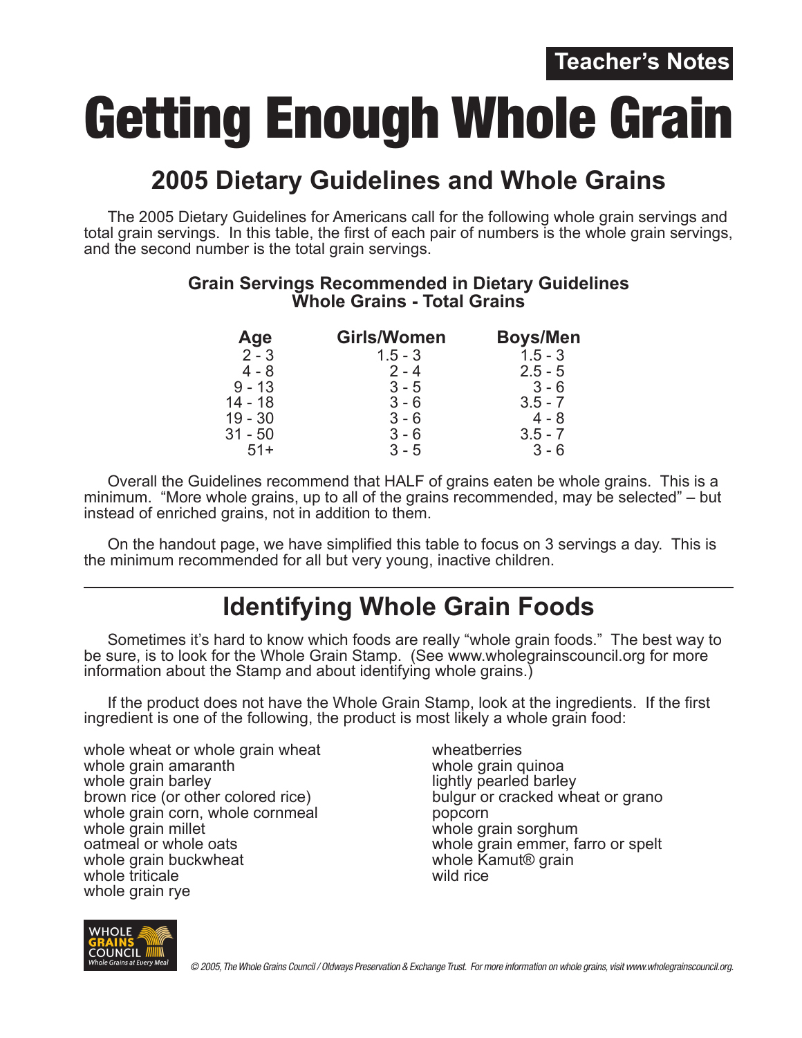Teacher's Notes

# Getting Enough Whole Grain

## 2005 Dietary Guidelines and Whole Grains

The 2005 Dietary Guidelines for Americans call for the following whole grain servings and total grain servings. In this table, the first of each pair of numbers is the whole grain servings, and the second number is the total grain servings.

**Grain Servings Recommended in Dietary Guidelines**
**Whole Grains - Total Grains**

| Age | Girls/Women | Boys/Men |
|---|---|---|
| 2 - 3 | 1.5 - 3 | 1.5 - 3 |
| 4 - 8 | 2 - 4 | 2.5 - 5 |
| 9 - 13 | 3 - 5 | 3 - 6 |
| 14 - 18 | 3 - 6 | 3.5 - 7 |
| 19 - 30 | 3 - 6 | 4 - 8 |
| 31 - 50 | 3 - 6 | 3.5 - 7 |
| 51+ | 3 - 5 | 3 - 6 |

Overall the Guidelines recommend that HALF of grains eaten be whole grains. This is a minimum. "More whole grains, up to all of the grains recommended, may be selected" – but instead of enriched grains, not in addition to them.

On the handout page, we have simplified this table to focus on 3 servings a day. This is the minimum recommended for all but very young, inactive children.

---

## Identifying Whole Grain Foods

Sometimes it's hard to know which foods are really "whole grain foods." The best way to be sure, is to look for the Whole Grain Stamp. (See www.wholegrainscouncil.org for more information about the Stamp and about identifying whole grains.)

If the product does not have the Whole Grain Stamp, look at the ingredients. If the first ingredient is one of the following, the product is most likely a whole grain food:

whole wheat or whole grain wheat
whole grain amaranth
whole grain barley
brown rice (or other colored rice)
whole grain corn, whole cornmeal
whole grain millet
oatmeal or whole oats
whole grain buckwheat
whole triticale
whole grain rye
wheatberries
whole grain quinoa
lightly pearled barley
bulgur or cracked wheat or grano
popcorn
whole grain sorghum
whole grain emmer, farro or spelt
whole Kamut® grain
wild rice

*© 2005, The Whole Grains Council / Oldways Preservation & Exchange Trust. For more information on whole grains, visit www.wholegrainscouncil.org.*